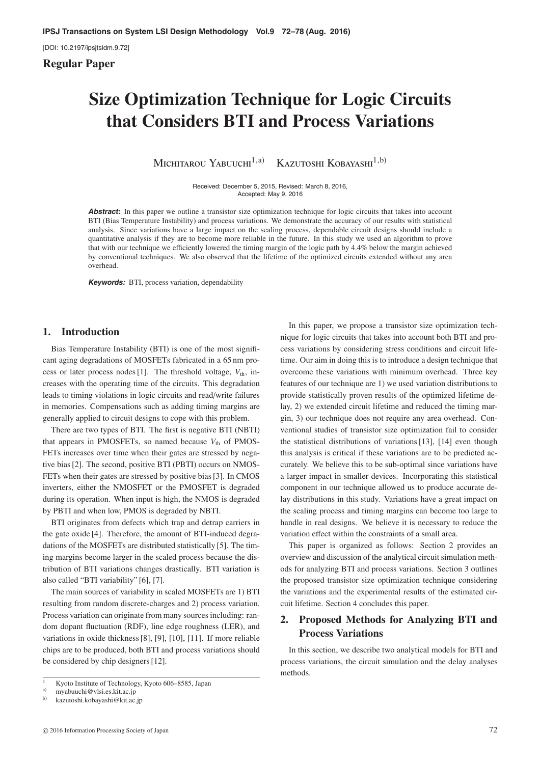[DOI: 10.2197/ipsjtsldm.9.72]

**Regular Paper**

# Size Optimization Technique for Logic Circuits that Considers BTI and Process Variations

Michitarou Yabuuchi[1,a)] Kazutoshi Kobayashi[1,b)]

Received: December 5, 2015, Revised: March 8, 2016, Accepted: May 9, 2016

***Abstract:*** In this paper we outline a transistor size optimization technique for logic circuits that takes into account BTI (Bias Temperature Instability) and process variations. We demonstrate the accuracy of our results with statistical analysis. Since variations have a large impact on the scaling process, dependable circuit designs should include a quantitative analysis if they are to become more reliable in the future. In this study we used an algorithm to prove that with our technique we efficiently lowered the timing margin of the logic path by 4.4% below the margin achieved by conventional techniques. We also observed that the lifetime of the optimized circuits extended without any area overhead.

***Keywords:*** BTI, process variation, dependability

## 1. Introduction

Bias Temperature Instability (BTI) is one of the most significant aging degradations of MOSFETs fabricated in a 65 nm process or later process nodes [1]. The threshold voltage, $V_{\text{th}}$, increases with the operating time of the circuits. This degradation leads to timing violations in logic circuits and read/write failures in memories. Compensations such as adding timing margins are generally applied to circuit designs to cope with this problem.

There are two types of BTI. The first is negative BTI (NBTI) that appears in PMOSFETs, so named because $V_{\text{th}}$ of PMOSFETs increases over time when their gates are stressed by negative bias [2]. The second, positive BTI (PBTI) occurs on NMOSFETs when their gates are stressed by positive bias [3]. In CMOS inverters, either the NMOSFET or the PMOSFET is degraded during its operation. When input is high, the NMOS is degraded by PBTI and when low, PMOS is degraded by NBTI.

BTI originates from defects which trap and detrap carriers in the gate oxide [4]. Therefore, the amount of BTI-induced degradations of the MOSFETs are distributed statistically [5]. The timing margins become larger in the scaled process because the distribution of BTI variations changes drastically. BTI variation is also called "BTI variability" [6], [7].

The main sources of variability in scaled MOSFETs are 1) BTI resulting from random discrete-charges and 2) process variation. Process variation can originate from many sources including: random dopant fluctuation (RDF), line edge roughness (LER), and variations in oxide thickness [8], [9], [10], [11]. If more reliable chips are to be produced, both BTI and process variations should be considered by chip designers [12].

In this paper, we propose a transistor size optimization technique for logic circuits that takes into account both BTI and process variations by considering stress conditions and circuit lifetime. Our aim in doing this is to introduce a design technique that overcome these variations with minimum overhead. Three key features of our technique are 1) we used variation distributions to provide statistically proven results of the optimized lifetime delay, 2) we extended circuit lifetime and reduced the timing margin, 3) our technique does not require any area overhead. Conventional studies of transistor size optimization fail to consider the statistical distributions of variations [13], [14] even though this analysis is critical if these variations are to be predicted accurately. We believe this to be sub-optimal since variations have a larger impact in smaller devices. Incorporating this statistical component in our technique allowed us to produce accurate delay distributions in this study. Variations have a great impact on the scaling process and timing margins can become too large to handle in real designs. We believe it is necessary to reduce the variation effect within the constraints of a small area.

This paper is organized as follows: Section 2 provides an overview and discussion of the analytical circuit simulation methods for analyzing BTI and process variations. Section 3 outlines the proposed transistor size optimization technique considering the variations and the experimental results of the estimated circuit lifetime. Section 4 concludes this paper.

## 2. Proposed Methods for Analyzing BTI and Process Variations

In this section, we describe two analytical models for BTI and process variations, the circuit simulation and the delay analyses methods.

---

[1] Kyoto Institute of Technology, Kyoto 606–8585, Japan
a) myabuuchi@vlsi.es.kit.ac.jp
b) kazutoshi.kobayashi@kit.ac.jp

© 2016 Information Processing Society of Japan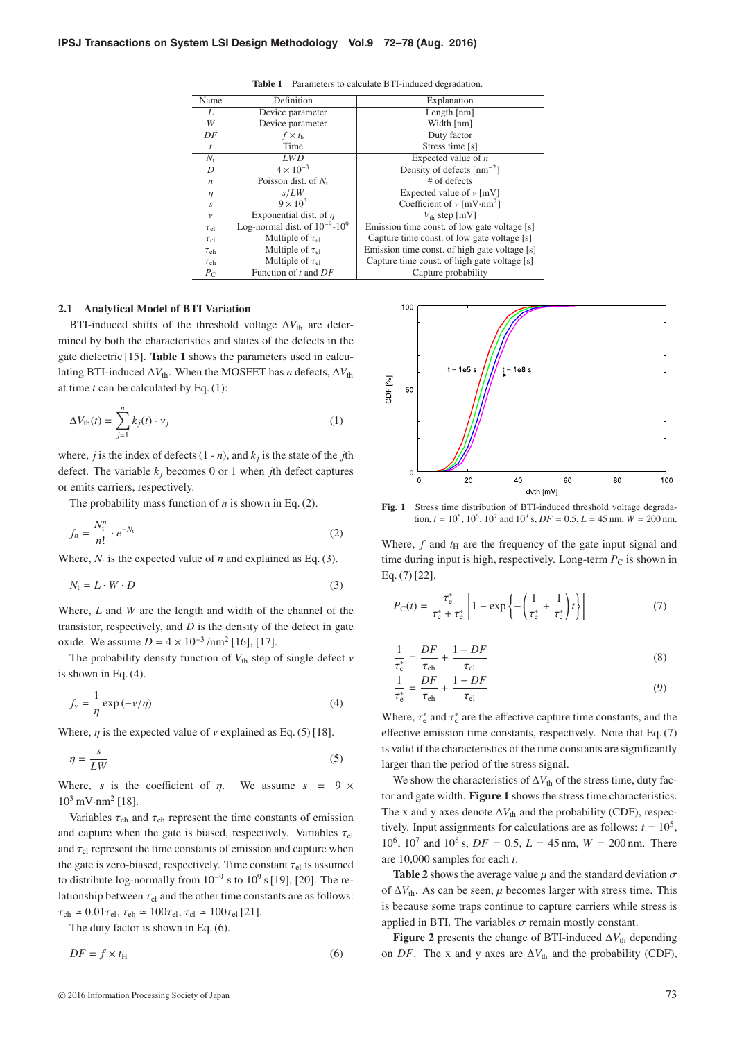**Table 1** Parameters to calculate BTI-induced degradation.

| Name | Definition | Explanation |
|---|---|---|
| $L$ | Device parameter | Length [nm] |
| $W$ | Device parameter | Width [nm] |
| $DF$ | $f \times t_\mathrm{h}$ | Duty factor |
| $t$ | Time | Stress time [s] |
| $N_\mathrm{t}$ | $LWD$ | Expected value of $n$ |
| $D$ | $4 \times 10^{-3}$ | Density of defects [nm$^{-2}$] |
| $n$ | Poisson dist. of $N_\mathrm{t}$ | # of defects |
| $\eta$ | $s/LW$ | Expected value of $\nu$ [mV] |
| $s$ | $9 \times 10^3$ | Coefficient of $\nu$ [mV·nm$^2$] |
| $\nu$ | Exponential dist. of $\eta$ | $V_\mathrm{th}$ step [mV] |
| $\tau_\mathrm{el}$ | Log-normal dist. of $10^{-9}$-$10^9$ | Emission time const. of low gate voltage [s] |
| $\tau_\mathrm{cl}$ | Multiple of $\tau_\mathrm{el}$ | Capture time const. of low gate voltage [s] |
| $\tau_\mathrm{eh}$ | Multiple of $\tau_\mathrm{el}$ | Emission time const. of high gate voltage [s] |
| $\tau_\mathrm{ch}$ | Multiple of $\tau_\mathrm{el}$ | Capture time const. of high gate voltage [s] |
| $P_\mathrm{C}$ | Function of $t$ and $DF$ | Capture probability |

### 2.1 Analytical Model of BTI Variation

BTI-induced shifts of the threshold voltage $\Delta V_\mathrm{th}$ are determined by both the characteristics and states of the defects in the gate dielectric [15]. **Table 1** shows the parameters used in calculating BTI-induced $\Delta V_\mathrm{th}$. When the MOSFET has $n$ defects, $\Delta V_\mathrm{th}$ at time $t$ can be calculated by Eq. (1):

$$\Delta V_\mathrm{th}(t) = \sum_{j=1}^{n} k_j(t) \cdot \nu_j \tag{1}$$

where, $j$ is the index of defects (1 - $n$), and $k_j$ is the state of the $j$th defect. The variable $k_j$ becomes 0 or 1 when $j$th defect captures or emits carriers, respectively.

The probability mass function of $n$ is shown in Eq. (2).

$$f_n = \frac{N_\mathrm{t}^n}{n!} \cdot e^{-N_\mathrm{t}} \tag{2}$$

Where, $N_\mathrm{t}$ is the expected value of $n$ and explained as Eq. (3).

$$N_\mathrm{t} = L \cdot W \cdot D \tag{3}$$

Where, $L$ and $W$ are the length and width of the channel of the transistor, respectively, and $D$ is the density of the defect in gate oxide. We assume $D = 4 \times 10^{-3}$ /nm$^2$ [16], [17].

The probability density function of $V_\mathrm{th}$ step of single defect $\nu$ is shown in Eq. (4).

$$f_\nu = \frac{1}{\eta} \exp(-\nu/\eta) \tag{4}$$

Where, $\eta$ is the expected value of $\nu$ explained as Eq. (5) [18].

$$\eta = \frac{s}{LW} \tag{5}$$

Where, $s$ is the coefficient of $\eta$. We assume $s = 9 \times 10^3$ mV·nm$^2$ [18].

Variables $\tau_\mathrm{eh}$ and $\tau_\mathrm{ch}$ represent the time constants of emission and capture when the gate is biased, respectively. Variables $\tau_\mathrm{el}$ and $\tau_\mathrm{cl}$ represent the time constants of emission and capture when the gate is zero-biased, respectively. Time constant $\tau_\mathrm{el}$ is assumed to distribute log-normally from $10^{-9}$ s to $10^9$ s [19], [20]. The relationship between $\tau_\mathrm{el}$ and the other time constants are as follows: $\tau_\mathrm{ch} \simeq 0.01\tau_\mathrm{el}$, $\tau_\mathrm{eh} \simeq 100\tau_\mathrm{el}$, $\tau_\mathrm{cl} \simeq 100\tau_\mathrm{el}$ [21].

The duty factor is shown in Eq. (6).

$$DF = f \times t_\mathrm{H} \tag{6}$$

Fig. 1 Stress time distribution of BTI-induced threshold voltage degradation, $t = 10^5$, $10^6$, $10^7$ and $10^8$ s, $DF = 0.5$, $L = 45$ nm, $W = 200$ nm.

Where, $f$ and $t_\mathrm{H}$ are the frequency of the gate input signal and time during input is high, respectively. Long-term $P_\mathrm{C}$ is shown in Eq. (7) [22].

$$P_\mathrm{C}(t) = \frac{\tau_\mathrm{e}^*}{\tau_\mathrm{c}^* + \tau_\mathrm{e}^*} \left[ 1 - \exp\left\{ -\left( \frac{1}{\tau_\mathrm{e}^*} + \frac{1}{\tau_\mathrm{c}^*} \right) t \right\} \right] \tag{7}$$

$$\frac{1}{\tau_\mathrm{c}^*} = \frac{DF}{\tau_\mathrm{ch}} + \frac{1 - DF}{\tau_\mathrm{cl}} \tag{8}$$

$$\frac{1}{\tau_\mathrm{e}^*} = \frac{DF}{\tau_\mathrm{eh}} + \frac{1 - DF}{\tau_\mathrm{el}} \tag{9}$$

Where, $\tau_\mathrm{e}^*$ and $\tau_\mathrm{c}^*$ are the effective capture time constants, and the effective emission time constants, respectively. Note that Eq. (7) is valid if the characteristics of the time constants are significantly larger than the period of the stress signal.

We show the characteristics of $\Delta V_\mathrm{th}$ of the stress time, duty factor and gate width. **Figure 1** shows the stress time characteristics. The x and y axes denote $\Delta V_\mathrm{th}$ and the probability (CDF), respectively. Input assignments for calculations are as follows: $t = 10^5$, $10^6$, $10^7$ and $10^8$ s, $DF = 0.5$, $L = 45$ nm, $W = 200$ nm. There are 10,000 samples for each $t$.

**Table 2** shows the average value $\mu$ and the standard deviation $\sigma$ of $\Delta V_\mathrm{th}$. As can be seen, $\mu$ becomes larger with stress time. This is because some traps continue to capture carriers while stress is applied in BTI. The variables $\sigma$ remain mostly constant.

**Figure 2** presents the change of BTI-induced $\Delta V_\mathrm{th}$ depending on $DF$. The x and y axes are $\Delta V_\mathrm{th}$ and the probability (CDF),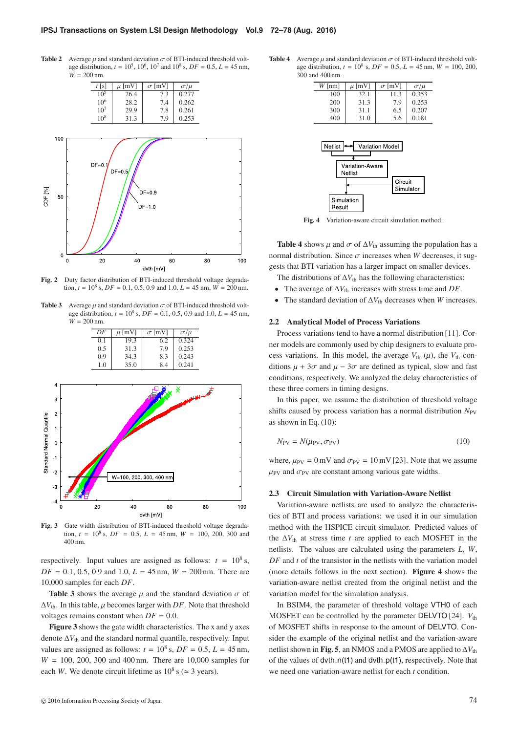**Table 2** Average $\mu$ and standard deviation $\sigma$ of BTI-induced threshold voltage distribution, $t = 10^5$, $10^6$, $10^7$ and $10^8$ s, $DF = 0.5$, $L = 45$ nm, $W = 200$ nm.

| $t$ [s] | $\mu$ [mV] | $\sigma$ [mV] | $\sigma/\mu$ |
|---|---|---|---|
| $10^5$ | 26.4 | 7.3 | 0.277 |
| $10^6$ | 28.2 | 7.4 | 0.262 |
| $10^7$ | 29.9 | 7.8 | 0.261 |
| $10^8$ | 31.3 | 7.9 | 0.253 |

**Fig. 2** Duty factor distribution of BTI-induced threshold voltage degradation, $t = 10^8$ s, $DF = 0.1$, 0.5, 0.9 and 1.0, $L = 45$ nm, $W = 200$ nm.

**Table 3** Average $\mu$ and standard deviation $\sigma$ of BTI-induced threshold voltage distribution, $t = 10^8$ s, $DF = 0.1$, 0.5, 0.9 and 1.0, $L = 45$ nm, $W = 200$ nm.

| $DF$ | $\mu$ [mV] | $\sigma$ [mV] | $\sigma/\mu$ |
|---|---|---|---|
| 0.1 | 19.3 | 6.2 | 0.324 |
| 0.5 | 31.3 | 7.9 | 0.253 |
| 0.9 | 34.3 | 8.3 | 0.243 |
| 1.0 | 35.0 | 8.4 | 0.241 |

**Fig. 3** Gate width distribution of BTI-induced threshold voltage degradation, $t = 10^8$ s, $DF = 0.5$, $L = 45$ nm, $W = 100$, 200, 300 and 400 nm.

respectively. Input values are assigned as follows: $t = 10^8$ s, $DF = 0.1$, 0.5, 0.9 and 1.0, $L = 45$ nm, $W = 200$ nm. There are 10,000 samples for each $DF$.

**Table 3** shows the average $\mu$ and the standard deviation $\sigma$ of $\Delta V_{th}$. In this table, $\mu$ becomes larger with $DF$. Note that threshold voltages remains constant when $DF = 0.0$.

**Figure 3** shows the gate width characteristics. The x and y axes denote $\Delta V_{th}$ and the standard normal quantile, respectively. Input values are assigned as follows: $t = 10^8$ s, $DF = 0.5$, $L = 45$ nm, $W = 100$, 200, 300 and 400 nm. There are 10,000 samples for each $W$. We denote circuit lifetime as $10^8$ s ($\simeq$ 3 years).

**Table 4** Average $\mu$ and standard deviation $\sigma$ of BTI-induced threshold voltage distribution, $t = 10^8$ s, $DF = 0.5$, $L = 45$ nm, $W = 100$, 200, 300 and 400 nm.

| $W$ [nm] | $\mu$ [mV] | $\sigma$ [mV] | $\sigma/\mu$ |
|---|---|---|---|
| 100 | 32.1 | 11.3 | 0.353 |
| 200 | 31.3 | 7.9 | 0.253 |
| 300 | 31.1 | 6.5 | 0.207 |
| 400 | 31.0 | 5.6 | 0.181 |

**Fig. 4** Variation-aware circuit simulation method.

**Table 4** shows $\mu$ and $\sigma$ of $\Delta V_{th}$ assuming the population has a normal distribution. Since $\sigma$ increases when $W$ decreases, it suggests that BTI variation has a larger impact on smaller devices.

The distributions of $\Delta V_{th}$ has the following characteristics:

- The average of $\Delta V_{th}$ increases with stress time and $DF$.
- The standard deviation of $\Delta V_{th}$ decreases when $W$ increases.

### 2.2 Analytical Model of Process Variations

Process variations tend to have a normal distribution [11]. Corner models are commonly used by chip designers to evaluate process variations. In this model, the average $V_{th}$ ($\mu$), the $V_{th}$ conditions $\mu + 3\sigma$ and $\mu - 3\sigma$ are defined as typical, slow and fast conditions, respectively. We analyzed the delay characteristics of these three corners in timing designs.

In this paper, we assume the distribution of threshold voltage shifts caused by process variation has a normal distribution $N_{PV}$ as shown in Eq. (10):

$$N_{PV} = N(\mu_{PV}, \sigma_{PV}) \tag{10}$$

where, $\mu_{PV} = 0$ mV and $\sigma_{PV} = 10$ mV [23]. Note that we assume $\mu_{PV}$ and $\sigma_{PV}$ are constant among various gate widths.

### 2.3 Circuit Simulation with Variation-Aware Netlist

Variation-aware netlists are used to analyze the characteristics of BTI and process variations: we used it in our simulation method with the HSPICE circuit simulator. Predicted values of the $\Delta V_{th}$ at stress time $t$ are applied to each MOSFET in the netlists. The values are calculated using the parameters $L$, $W$, $DF$ and $t$ of the transistor in the netlists with the variation model (more details follows in the next section). **Figure 4** shows the variation-aware netlist created from the original netlist and the variation model for the simulation analysis.

In BSIM4, the parameter of threshold voltage VTH0 of each MOSFET can be controlled by the parameter DELVTO [24]. $V_{th}$ of MOSFET shifts in response to the amount of DELVTO. Consider the example of the original netlist and the variation-aware netlist shown in **Fig. 5**, an NMOS and a PMOS are applied to $\Delta V_{th}$ of the values of dvth_n(t1) and dvth_p(t1), respectively. Note that we need one variation-aware netlist for each $t$ condition.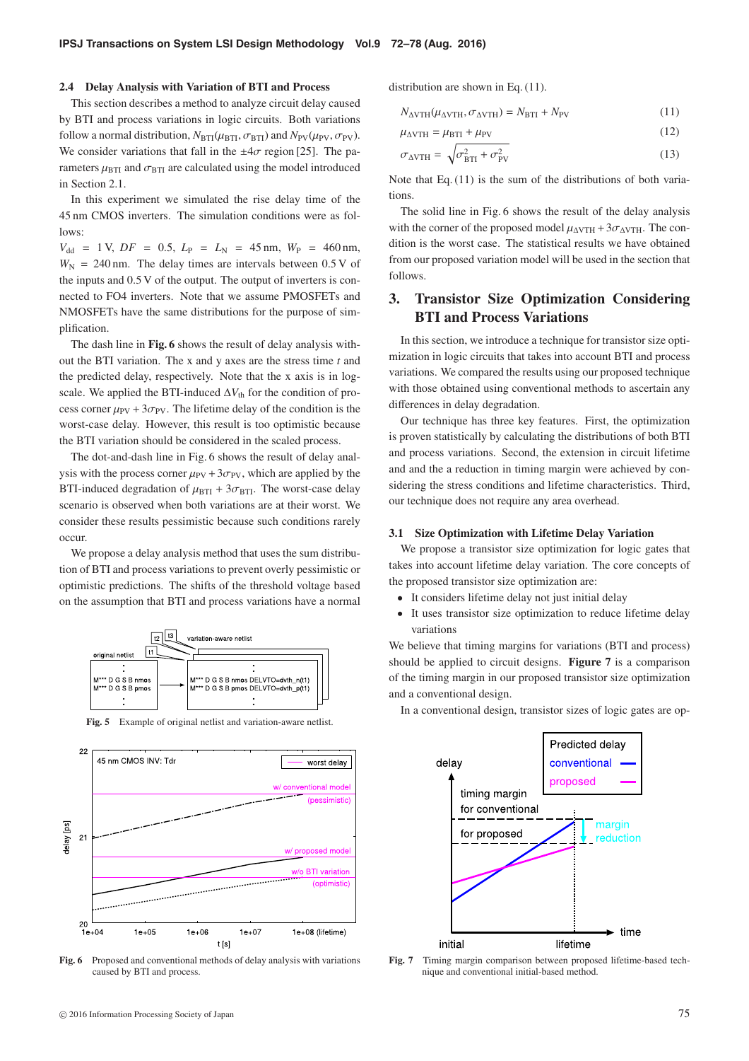### 2.4 Delay Analysis with Variation of BTI and Process

This section describes a method to analyze circuit delay caused by BTI and process variations in logic circuits. Both variations follow a normal distribution, $N_{\mathrm{BTI}}(\mu_{\mathrm{BTI}}, \sigma_{\mathrm{BTI}})$ and $N_{\mathrm{PV}}(\mu_{\mathrm{PV}}, \sigma_{\mathrm{PV}})$. We consider variations that fall in the $\pm 4\sigma$ region [25]. The parameters $\mu_{\mathrm{BTI}}$ and $\sigma_{\mathrm{BTI}}$ are calculated using the model introduced in Section 2.1.

In this experiment we simulated the rise delay time of the 45 nm CMOS inverters. The simulation conditions were as follows:
$V_{\mathrm{dd}} = 1$ V, $DF = 0.5$, $L_{\mathrm{P}} = L_{\mathrm{N}} = 45$ nm, $W_{\mathrm{P}} = 460$ nm, $W_{\mathrm{N}} = 240$ nm. The delay times are intervals between 0.5 V of the inputs and 0.5 V of the output. The output of inverters is connected to FO4 inverters. Note that we assume PMOSFETs and NMOSFETs have the same distributions for the purpose of simplification.

The dash line in **Fig. 6** shows the result of delay analysis without the BTI variation. The x and y axes are the stress time $t$ and the predicted delay, respectively. Note that the x axis is in log-scale. We applied the BTI-induced $\Delta V_{\mathrm{th}}$ for the condition of process corner $\mu_{\mathrm{PV}} + 3\sigma_{\mathrm{PV}}$. The lifetime delay of the condition is the worst-case delay. However, this result is too optimistic because the BTI variation should be considered in the scaled process.

The dot-and-dash line in Fig. 6 shows the result of delay analysis with the process corner $\mu_{\mathrm{PV}} + 3\sigma_{\mathrm{PV}}$, which are applied by the BTI-induced degradation of $\mu_{\mathrm{BTI}} + 3\sigma_{\mathrm{BTI}}$. The worst-case delay scenario is observed when both variations are at their worst. We consider these results pessimistic because such conditions rarely occur.

We propose a delay analysis method that uses the sum distribution of BTI and process variations to prevent overly pessimistic or optimistic predictions. The shifts of the threshold voltage based on the assumption that BTI and process variations have a normal distribution are shown in Eq. (11).

$$N_{\Delta\mathrm{VTH}}(\mu_{\Delta\mathrm{VTH}}, \sigma_{\Delta\mathrm{VTH}}) = N_{\mathrm{BTI}} + N_{\mathrm{PV}} \tag{11}$$

$$\mu_{\Delta\mathrm{VTH}} = \mu_{\mathrm{BTI}} + \mu_{\mathrm{PV}} \tag{12}$$

$$\sigma_{\Delta\mathrm{VTH}} = \sqrt{\sigma_{\mathrm{BTI}}^2 + \sigma_{\mathrm{PV}}^2} \tag{13}$$

Note that Eq. (11) is the sum of the distributions of both variations.

The solid line in Fig. 6 shows the result of the delay analysis with the corner of the proposed model $\mu_{\Delta\mathrm{VTH}} + 3\sigma_{\Delta\mathrm{VTH}}$. The condition is the worst case. The statistical results we have obtained from our proposed variation model will be used in the section that follows.

Fig. 5 Example of original netlist and variation-aware netlist.

Fig. 6 Proposed and conventional methods of delay analysis with variations caused by BTI and process.

## 3. Transistor Size Optimization Considering BTI and Process Variations

In this section, we introduce a technique for transistor size optimization in logic circuits that takes into account BTI and process variations. We compared the results using our proposed technique with those obtained using conventional methods to ascertain any differences in delay degradation.

Our technique has three key features. First, the optimization is proven statistically by calculating the distributions of both BTI and process variations. Second, the extension in circuit lifetime and and the a reduction in timing margin were achieved by considering the stress conditions and lifetime characteristics. Third, our technique does not require any area overhead.

### 3.1 Size Optimization with Lifetime Delay Variation

We propose a transistor size optimization for logic gates that takes into account lifetime delay variation. The core concepts of the proposed transistor size optimization are:

- It considers lifetime delay not just initial delay
- It uses transistor size optimization to reduce lifetime delay variations

We believe that timing margins for variations (BTI and process) should be applied to circuit designs. **Figure 7** is a comparison of the timing margin in our proposed transistor size optimization and a conventional design.

In a conventional design, transistor sizes of logic gates are op-

Fig. 7 Timing margin comparison between proposed lifetime-based technique and conventional initial-based method.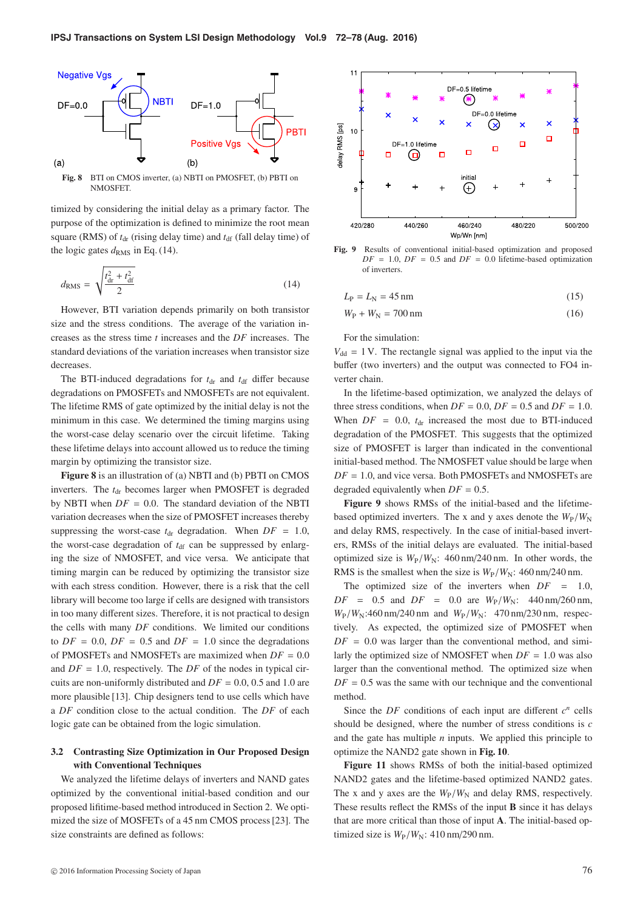Fig. 8 BTI on CMOS inverter, (a) NBTI on PMOSFET, (b) PBTI on NMOSFET.

timized by considering the initial delay as a primary factor. The purpose of the optimization is defined to minimize the root mean square (RMS) of $t_{dr}$ (rising delay time) and $t_{df}$ (fall delay time) of the logic gates $d_{RMS}$ in Eq. (14).

$$d_{RMS} = \sqrt{\frac{t_{dr}^2 + t_{df}^2}{2}} \quad (14)$$

However, BTI variation depends primarily on both transistor size and the stress conditions. The average of the variation increases as the stress time $t$ increases and the $DF$ increases. The standard deviations of the variation increases when transistor size decreases.

The BTI-induced degradations for $t_{dr}$ and $t_{df}$ differ because degradations on PMOSFETs and NMOSFETs are not equivalent. The lifetime RMS of gate optimized by the initial delay is not the minimum in this case. We determined the timing margins using the worst-case delay scenario over the circuit lifetime. Taking these lifetime delays into account allowed us to reduce the timing margin by optimizing the transistor size.

**Figure 8** is an illustration of (a) NBTI and (b) PBTI on CMOS inverters. The $t_{dr}$ becomes larger when PMOSFET is degraded by NBTI when $DF = 0.0$. The standard deviation of the NBTI variation decreases when the size of PMOSFET increases thereby suppressing the worst-case $t_{dr}$ degradation. When $DF = 1.0$, the worst-case degradation of $t_{df}$ can be suppressed by enlarging the size of NMOSFET, and vice versa. We anticipate that timing margin can be reduced by optimizing the transistor size with each stress condition. However, there is a risk that the cell library will become too large if cells are designed with transistors in too many different sizes. Therefore, it is not practical to design the cells with many $DF$ conditions. We limited our conditions to $DF = 0.0$, $DF = 0.5$ and $DF = 1.0$ since the degradations of PMOSFETs and NMOSFETs are maximized when $DF = 0.0$ and $DF = 1.0$, respectively. The $DF$ of the nodes in typical circuits are non-uniformly distributed and $DF = 0.0$, 0.5 and 1.0 are more plausible [13]. Chip designers tend to use cells which have a $DF$ condition close to the actual condition. The $DF$ of each logic gate can be obtained from the logic simulation.

### 3.2 Contrasting Size Optimization in Our Proposed Design with Conventional Techniques

We analyzed the lifetime delays of inverters and NAND gates optimized by the conventional initial-based condition and our proposed lifitime-based method introduced in Section 2. We optimized the size of MOSFETs of a 45 nm CMOS process [23]. The size constraints are defined as follows:

Fig. 9 Results of conventional initial-based optimization and proposed $DF = 1.0$, $DF = 0.5$ and $DF = 0.0$ lifetime-based optimization of inverters.

$$L_P = L_N = 45\,\text{nm} \quad (15)$$

$$W_P + W_N = 700\,\text{nm} \quad (16)$$

For the simulation:

$V_{dd} = 1$ V. The rectangle signal was applied to the input via the buffer (two inverters) and the output was connected to FO4 inverter chain.

In the lifetime-based optimization, we analyzed the delays of three stress conditions, when $DF = 0.0$, $DF = 0.5$ and $DF = 1.0$. When $DF = 0.0$, $t_{dr}$ increased the most due to BTI-induced degradation of the PMOSFET. This suggests that the optimized size of PMOSFET is larger than indicated in the conventional initial-based method. The NMOSFET value should be large when $DF = 1.0$, and vice versa. Both PMOSFETs and NMOSFETs are degraded equivalently when $DF = 0.5$.

**Figure 9** shows RMSs of the initial-based and the lifetime-based optimized inverters. The x and y axes denote the $W_P/W_N$ and delay RMS, respectively. In the case of initial-based inverters, RMSs of the initial delays are evaluated. The initial-based optimized size is $W_P/W_N$: 460 nm/240 nm. In other words, the RMS is the smallest when the size is $W_P/W_N$: 460 nm/240 nm.

The optimized size of the inverters when $DF = 1.0$, $DF = 0.5$ and $DF = 0.0$ are $W_P/W_N$: 440 nm/260 nm, $W_P/W_N$:460 nm/240 nm and $W_P/W_N$: 470 nm/230 nm, respectively. As expected, the optimized size of PMOSFET when $DF = 0.0$ was larger than the conventional method, and similarly the optimized size of NMOSFET when $DF = 1.0$ was also larger than the conventional method. The optimized size when $DF = 0.5$ was the same with our technique and the conventional method.

Since the $DF$ conditions of each input are different $c^n$ cells should be designed, where the number of stress conditions is $c$ and the gate has multiple $n$ inputs. We applied this principle to optimize the NAND2 gate shown in **Fig. 10**.

**Figure 11** shows RMSs of both the initial-based optimized NAND2 gates and the lifetime-based optimized NAND2 gates. The x and y axes are the $W_P/W_N$ and delay RMS, respectively. These results reflect the RMSs of the input **B** since it has delays that are more critical than those of input **A**. The initial-based optimized size is $W_P/W_N$: 410 nm/290 nm.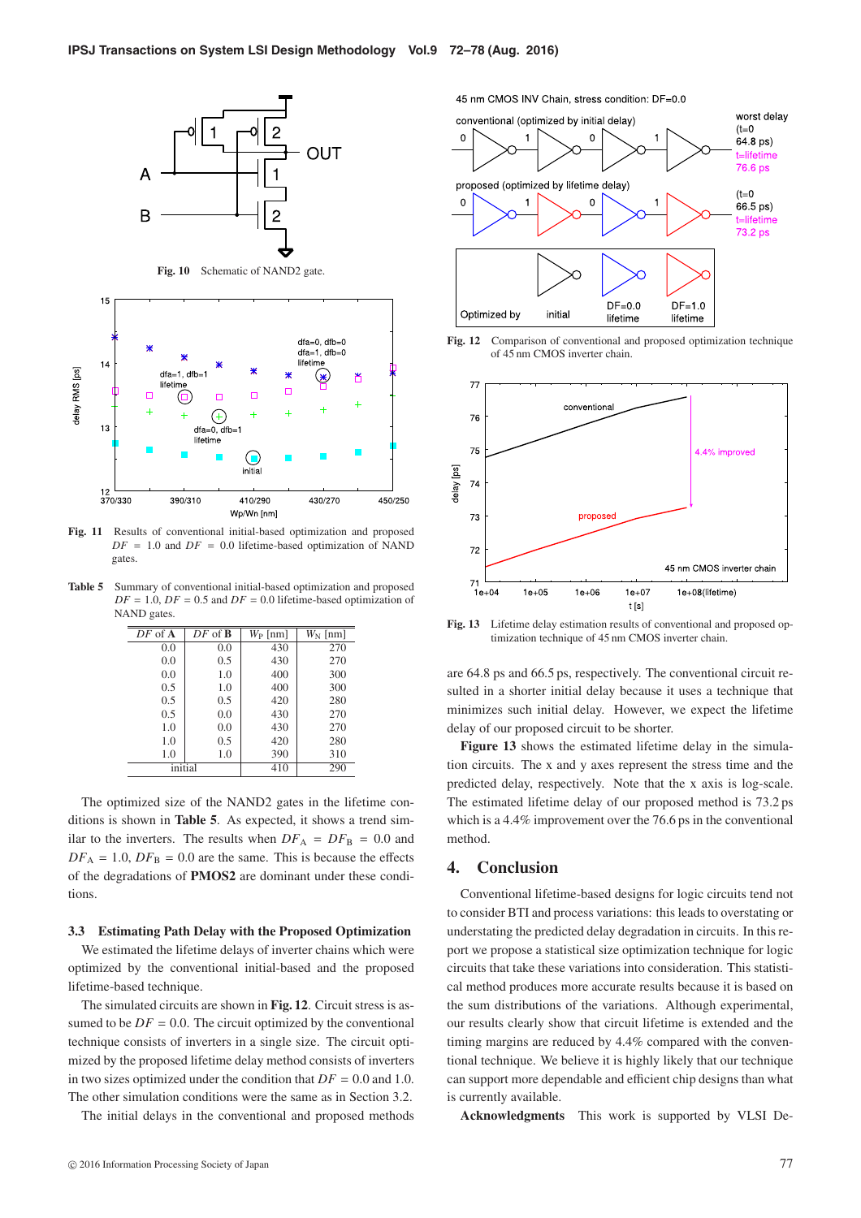Fig. 10 Schematic of NAND2 gate.

Fig. 11 Results of conventional initial-based optimization and proposed $DF = 1.0$ and $DF = 0.0$ lifetime-based optimization of NAND gates.

Table 5 Summary of conventional initial-based optimization and proposed $DF = 1.0$, $DF = 0.5$ and $DF = 0.0$ lifetime-based optimization of NAND gates.

| *DF* of **A** | *DF* of **B** | $W_P$ [nm] | $W_N$ [nm] |
|---|---|---|---|
| 0.0 | 0.0 | 430 | 270 |
| 0.0 | 0.5 | 430 | 270 |
| 0.0 | 1.0 | 400 | 300 |
| 0.5 | 1.0 | 400 | 300 |
| 0.5 | 0.5 | 420 | 280 |
| 0.5 | 0.0 | 430 | 270 |
| 1.0 | 0.0 | 430 | 270 |
| 1.0 | 0.5 | 420 | 280 |
| 1.0 | 1.0 | 390 | 310 |
| initial | | 410 | 290 |

The optimized size of the NAND2 gates in the lifetime conditions is shown in **Table 5**. As expected, it shows a trend similar to the inverters. The results when $DF_A = DF_B = 0.0$ and $DF_A = 1.0$, $DF_B = 0.0$ are the same. This is because the effects of the degradations of **PMOS2** are dominant under these conditions.

### 3.3 Estimating Path Delay with the Proposed Optimization

We estimated the lifetime delays of inverter chains which were optimized by the conventional initial-based and the proposed lifetime-based technique.

The simulated circuits are shown in **Fig. 12**. Circuit stress is assumed to be $DF = 0.0$. The circuit optimized by the conventional technique consists of inverters in a single size. The circuit optimized by the proposed lifetime delay method consists of inverters in two sizes optimized under the condition that $DF = 0.0$ and 1.0. The other simulation conditions were the same as in Section 3.2.

The initial delays in the conventional and proposed methods are 64.8 ps and 66.5 ps, respectively. The conventional circuit resulted in a shorter initial delay because it uses a technique that minimizes such initial delay. However, we expect the lifetime delay of our proposed circuit to be shorter.

Fig. 12 Comparison of conventional and proposed optimization technique of 45 nm CMOS inverter chain.

Fig. 13 Lifetime delay estimation results of conventional and proposed optimization technique of 45 nm CMOS inverter chain.

**Figure 13** shows the estimated lifetime delay in the simulation circuits. The x and y axes represent the stress time and the predicted delay, respectively. Note that the x axis is log-scale. The estimated lifetime delay of our proposed method is 73.2 ps which is a 4.4% improvement over the 76.6 ps in the conventional method.

## 4. Conclusion

Conventional lifetime-based designs for logic circuits tend not to consider BTI and process variations: this leads to overstating or understating the predicted delay degradation in circuits. In this report we propose a statistical size optimization technique for logic circuits that take these variations into consideration. This statistical method produces more accurate results because it is based on the sum distributions of the variations. Although experimental, our results clearly show that circuit lifetime is extended and the timing margins are reduced by 4.4% compared with the conventional technique. We believe it is highly likely that our technique can support more dependable and efficient chip designs than what is currently available.

**Acknowledgments** This work is supported by VLSI De-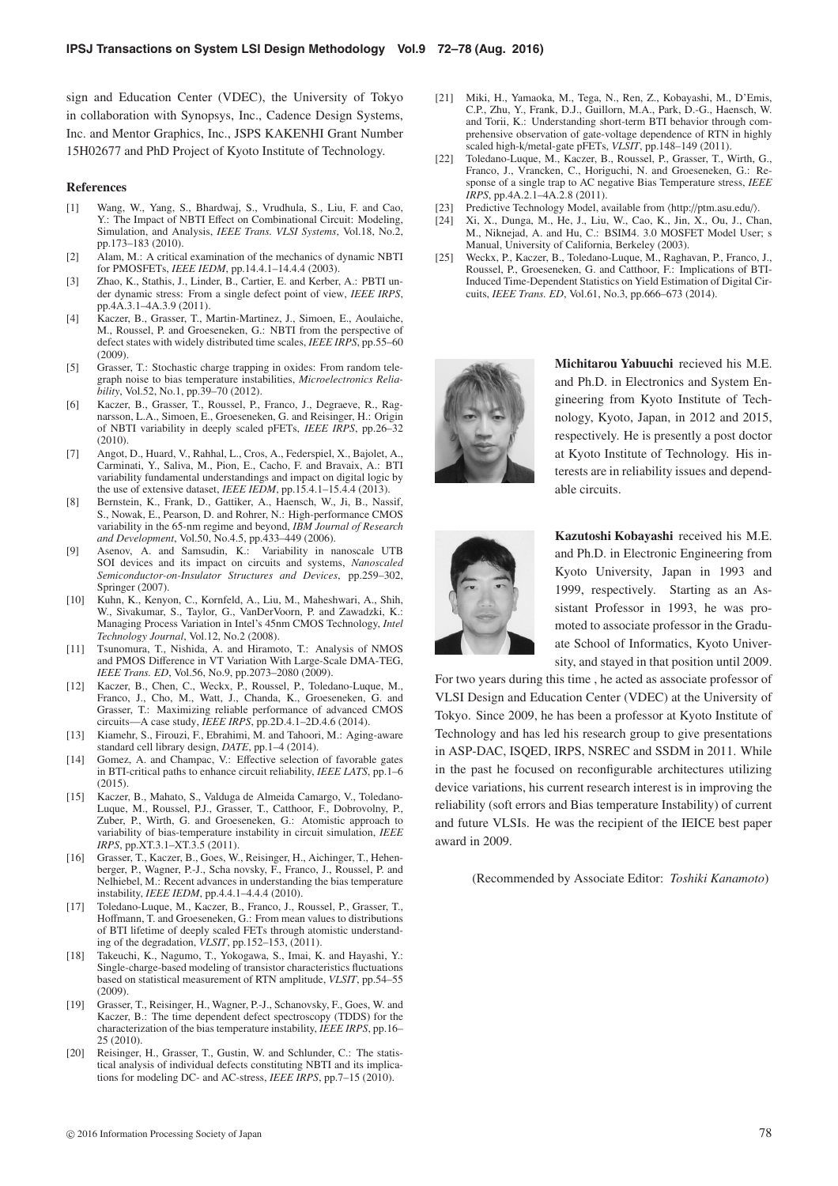sign and Education Center (VDEC), the University of Tokyo in collaboration with Synopsys, Inc., Cadence Design Systems, Inc. and Mentor Graphics, Inc., JSPS KAKENHI Grant Number 15H02677 and PhD Project of Kyoto Institute of Technology.

### References

[1] Wang, W., Yang, S., Bhardwaj, S., Vrudhula, S., Liu, F. and Cao, Y.: The Impact of NBTI Effect on Combinational Circuit: Modeling, Simulation, and Analysis, *IEEE Trans. VLSI Systems*, Vol.18, No.2, pp.173–183 (2010).

[2] Alam, M.: A critical examination of the mechanics of dynamic NBTI for PMOSFETs, *IEEE IEDM*, pp.14.4.1–14.4.4 (2003).

[3] Zhao, K., Stathis, J., Linder, B., Cartier, E. and Kerber, A.: PBTI under dynamic stress: From a single defect point of view, *IEEE IRPS*, pp.4A.3.1–4A.3.9 (2011).

[4] Kaczer, B., Grasser, T., Martin-Martinez, J., Simoen, E., Aoulaiche, M., Roussel, P. and Groeseneken, G.: NBTI from the perspective of defect states with widely distributed time scales, *IEEE IRPS*, pp.55–60 (2009).

[5] Grasser, T.: Stochastic charge trapping in oxides: From random telegraph noise to bias temperature instabilities, *Microelectronics Reliability*, Vol.52, No.1, pp.39–70 (2012).

[6] Kaczer, B., Grasser, T., Roussel, P., Franco, J., Degraeve, R., Ragnarsson, L.A., Simoen, E., Groeseneken, G. and Reisinger, H.: Origin of NBTI variability in deeply scaled pFETs, *IEEE IRPS*, pp.26–32 (2010).

[7] Angot, D., Huard, V., Rahhal, L., Cros, A., Federspiel, X., Bajolet, A., Carminati, Y., Saliva, M., Pion, E., Cacho, F. and Bravaix, A.: BTI variability fundamental understandings and impact on digital logic by the use of extensive dataset, *IEEE IEDM*, pp.15.4.1–15.4.4 (2013).

[8] Bernstein, K., Frank, D., Gattiker, A., Haensch, W., Ji, B., Nassif, S., Nowak, E., Pearson, D. and Rohrer, N.: High-performance CMOS variability in the 65-nm regime and beyond, *IBM Journal of Research and Development*, Vol.50, No.4.5, pp.433–449 (2006).

[9] Asenov, A. and Samsudin, K.: Variability in nanoscale UTB SOI devices and its impact on circuits and systems, *Nanoscaled Semiconductor-on-Insulator Structures and Devices*, pp.259–302, Springer (2007).

[10] Kuhn, K., Kenyon, C., Kornfeld, A., Liu, M., Maheshwari, A., Shih, W., Sivakumar, S., Taylor, G., VanDerVoorn, P. and Zawadzki, K.: Managing Process Variation in Intel's 45nm CMOS Technology, *Intel Technology Journal*, Vol.12, No.2 (2008).

[11] Tsunomura, T., Nishida, A. and Hiramoto, T.: Analysis of NMOS and PMOS Difference in VT Variation With Large-Scale DMA-TEG, *IEEE Trans. ED*, Vol.56, No.9, pp.2073–2080 (2009).

[12] Kaczer, B., Chen, C., Weckx, P., Roussel, P., Toledano-Luque, M., Franco, J., Cho, M., Watt, J., Chanda, K., Groeseneken, G. and Grasser, T.: Maximizing reliable performance of advanced CMOS circuits—A case study, *IEEE IRPS*, pp.2D.4.1–2D.4.6 (2014).

[13] Kiamehr, S., Firouzi, F., Ebrahimi, M. and Tahoori, M.: Aging-aware standard cell library design, *DATE*, pp.1–4 (2014).

[14] Gomez, A. and Champac, V.: Effective selection of favorable gates in BTI-critical paths to enhance circuit reliability, *IEEE LATS*, pp.1–6 (2015).

[15] Kaczer, B., Mahato, S., Valduga de Almeida Camargo, V., Toledano-Luque, M., Roussel, P.J., Grasser, T., Catthoor, F., Dobrovolny, P., Zuber, P., Wirth, G. and Groeseneken, G.: Atomistic approach to variability of bias-temperature instability in circuit simulation, *IEEE IRPS*, pp.XT.3.1–XT.3.5 (2011).

[16] Grasser, T., Kaczer, B., Goes, W., Reisinger, H., Aichinger, T., Hehenberger, P., Wagner, P.-J., Scha novsky, F., Franco, J., Roussel, P. and Nelhiebel, M.: Recent advances in understanding the bias temperature instability, *IEEE IEDM*, pp.4.4.1–4.4.4 (2010).

[17] Toledano-Luque, M., Kaczer, B., Franco, J., Roussel, P., Grasser, T., Hoffmann, T. and Groeseneken, G.: From mean values to distributions of BTI lifetime of deeply scaled FETs through atomistic understanding of the degradation, *VLSIT*, pp.152–153, (2011).

[18] Takeuchi, K., Nagumo, T., Yokogawa, S., Imai, K. and Hayashi, Y.: Single-charge-based modeling of transistor characteristics fluctuations based on statistical measurement of RTN amplitude, *VLSIT*, pp.54–55 (2009).

[19] Grasser, T., Reisinger, H., Wagner, P.-J., Schanovsky, F., Goes, W. and Kaczer, B.: The time dependent defect spectroscopy (TDDS) for the characterization of the bias temperature instability, *IEEE IRPS*, pp.16–25 (2010).

[20] Reisinger, H., Grasser, T., Gustin, W. and Schlunder, C.: The statistical analysis of individual defects constituting NBTI and its implications for modeling DC- and AC-stress, *IEEE IRPS*, pp.7–15 (2010).

[21] Miki, H., Yamaoka, M., Tega, N., Ren, Z., Kobayashi, M., D'Emis, C.P., Zhu, Y., Frank, D.J., Guillorn, M.A., Park, D.-G., Haensch, W. and Torii, K.: Understanding short-term BTI behavior through comprehensive observation of gate-voltage dependence of RTN in highly scaled high-k/metal-gate pFETs, *VLSIT*, pp.148–149 (2011).

[22] Toledano-Luque, M., Kaczer, B., Roussel, P., Grasser, T., Wirth, G., Franco, J., Vrancken, C., Horiguchi, N. and Groeseneken, G.: Response of a single trap to AC negative Bias Temperature stress, *IEEE IRPS*, pp.4A.2.1–4A.2.8 (2011).

[23] Predictive Technology Model, available from ⟨http://ptm.asu.edu/⟩.

[24] Xi, X., Dunga, M., He, J., Liu, W., Cao, K., Jin, X., Ou, J., Chan, M., Niknejad, A. and Hu, C.: BSIM4. 3.0 MOSFET Model User; s Manual, University of California, Berkeley (2003).

[25] Weckx, P., Kaczer, B., Toledano-Luque, M., Raghavan, P., Franco, J., Roussel, P., Groeseneken, G. and Catthoor, F.: Implications of BTI-Induced Time-Dependent Statistics on Yield Estimation of Digital Circuits, *IEEE Trans. ED*, Vol.61, No.3, pp.666–673 (2014).

**Michitarou Yabuuchi** recieved his M.E. and Ph.D. in Electronics and System Engineering from Kyoto Institute of Technology, Kyoto, Japan, in 2012 and 2015, respectively. He is presently a post doctor at Kyoto Institute of Technology. His interests are in reliability issues and dependable circuits.

**Kazutoshi Kobayashi** received his M.E. and Ph.D. in Electronic Engineering from Kyoto University, Japan in 1993 and 1999, respectively. Starting as an Assistant Professor in 1993, he was promoted to associate professor in the Graduate School of Informatics, Kyoto University, and stayed in that position until 2009. For two years during this time , he acted as associate professor of VLSI Design and Education Center (VDEC) at the University of Tokyo. Since 2009, he has been a professor at Kyoto Institute of Technology and has led his research group to give presentations in ASP-DAC, ISQED, IRPS, NSREC and SSDM in 2011. While in the past he focused on reconfigurable architectures utilizing device variations, his current research interest is in improving the reliability (soft errors and Bias temperature Instability) of current and future VLSIs. He was the recipient of the IEICE best paper award in 2009.

(Recommended by Associate Editor: *Toshiki Kanamoto*)